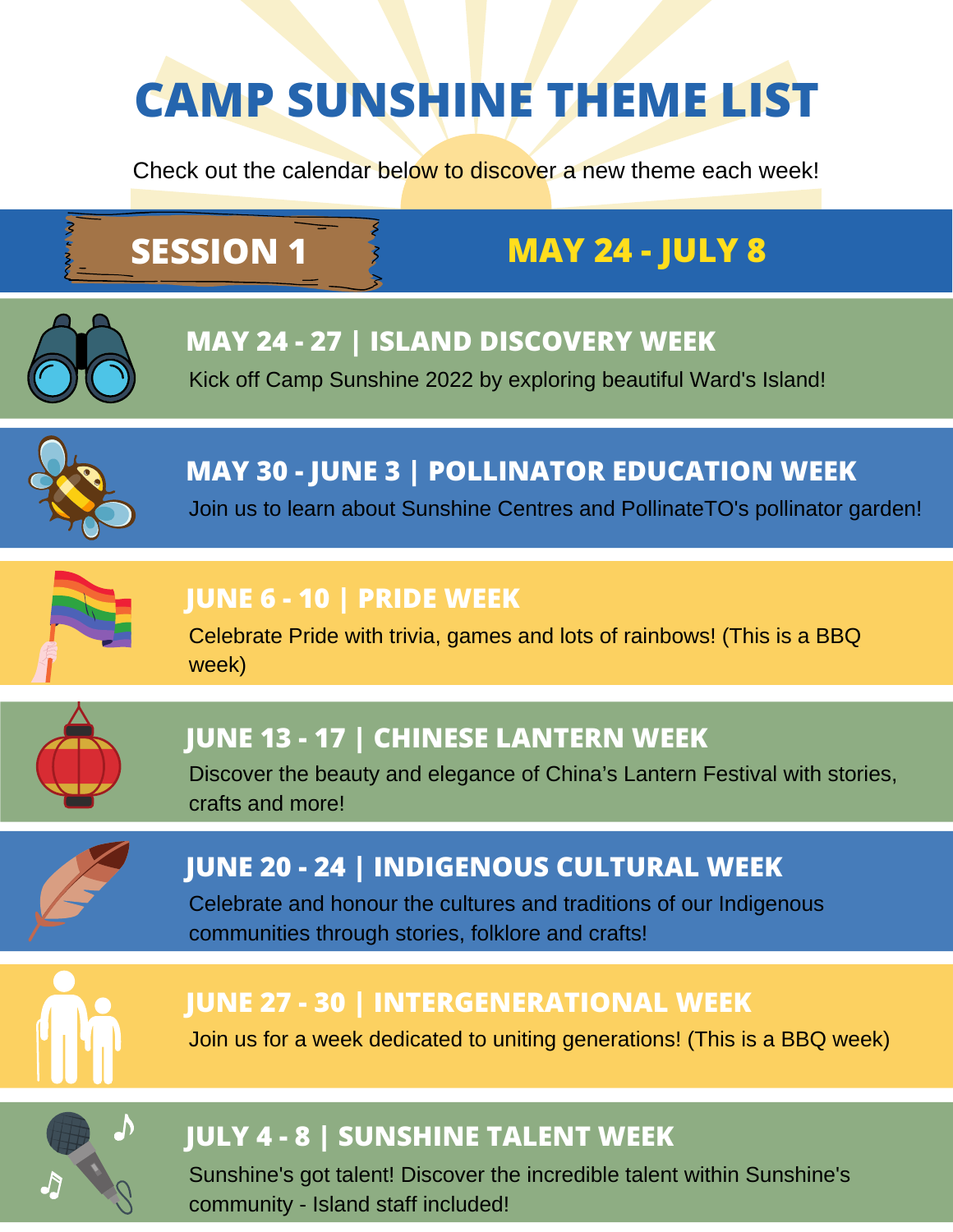# CAMP SUNSHINE THEME LIST

Check out the calendar below to discover a new theme each week!

## SESSION 1 — MAY 24 - JULY 8

### MAY 24 - 27 | ISLAND DISCOVERY WEEK

Kick off Camp Sunshine 2022 by exploring beautiful Ward's Island!

### MAY 30 - JUNE 3 | POLLINATOR EDUCATION WEEK

Join us to learn about Sunshine Centres and PollinateTO's pollinator garden!

### JUNE 6 - 10 | PRIDE WEEK

Celebrate Pride with trivia, games and lots of rainbows! (This is a BBQ week)

### JUNE 13 - 17 | CHINESE LANTERN WEEK

Discover the beauty and elegance of China's Lantern Festival with stories, crafts and more!

### JUNE 20 - 24 | INDIGENOUS CULTURAL WEEK

Celebrate and honour the cultures and traditions of our Indigenous communities through stories, folklore and crafts!

### JUNE 27 - 30 | INTERGENERATIONAL WEEK

Join us for a week dedicated to uniting generations! (This is a BBQ week)

### JULY 4 - 8 | SUNSHINE TALENT WEEK

Sunshine's got talent! Discover the incredible talent within Sunshine's community - Island staff included!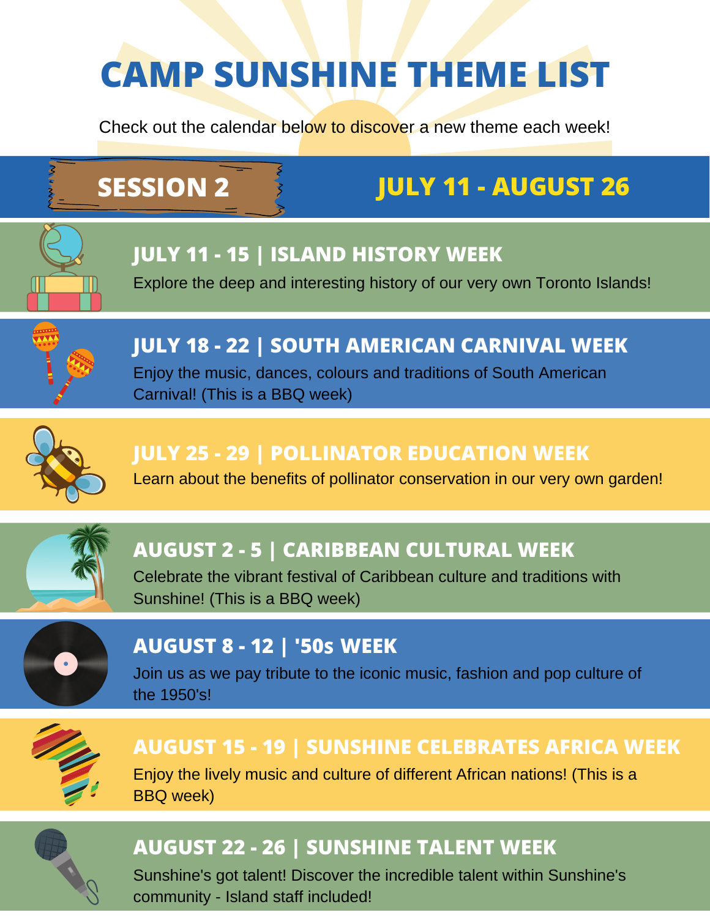# CAMP SUNSHINE THEME LIST

Check out the calendar below to discover a new theme each week!

## SESSION 2 — JULY 11 - AUGUST 26

### JULY 11 - 15 | ISLAND HISTORY WEEK

Explore the deep and interesting history of our very own Toronto Islands!

### JULY 18 - 22 | SOUTH AMERICAN CARNIVAL WEEK

Enjoy the music, dances, colours and traditions of South American Carnival! (This is a BBQ week)

### JULY 25 - 29 | POLLINATOR EDUCATION WEEK

Learn about the benefits of pollinator conservation in our very own garden!

### AUGUST 2 - 5 | CARIBBEAN CULTURAL WEEK

Celebrate the vibrant festival of Caribbean culture and traditions with Sunshine! (This is a BBQ week)

### AUGUST 8 - 12 | '50s WEEK

Join us as we pay tribute to the iconic music, fashion and pop culture of the 1950's!

### AUGUST 15 - 19 | SUNSHINE CELEBRATES AFRICA WEEK

Enjoy the lively music and culture of different African nations! (This is a BBQ week)

### AUGUST 22 - 26 | SUNSHINE TALENT WEEK

Sunshine's got talent! Discover the incredible talent within Sunshine's community - Island staff included!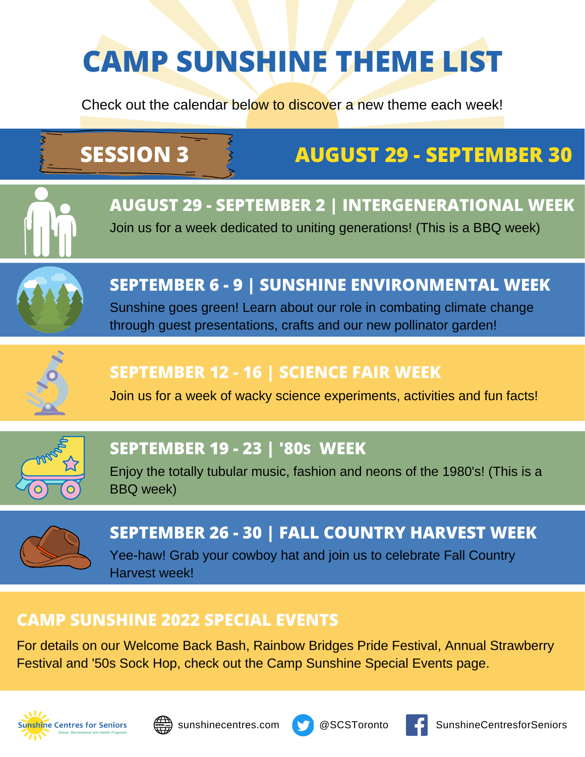# CAMP SUNSHINE THEME LIST

Check out the calendar below to discover a new theme each week!

## SESSION 3 — AUGUST 29 - SEPTEMBER 30

### AUGUST 29 - SEPTEMBER 2 | INTERGENERATIONAL WEEK

Join us for a week dedicated to uniting generations! (This is a BBQ week)

### SEPTEMBER 6 - 9 | SUNSHINE ENVIRONMENTAL WEEK

Sunshine goes green! Learn about our role in combating climate change through guest presentations, crafts and our new pollinator garden!

### SEPTEMBER 12 - 16 | SCIENCE FAIR WEEK

Join us for a week of wacky science experiments, activities and fun facts!

### SEPTEMBER 19 - 23 | '80s WEEK

Enjoy the totally tubular music, fashion and neons of the 1980's! (This is a BBQ week)

### SEPTEMBER 26 - 30 | FALL COUNTRY HARVEST WEEK

Yee-haw! Grab your cowboy hat and join us to celebrate Fall Country Harvest week!

## CAMP SUNSHINE 2022 SPECIAL EVENTS

For details on our Welcome Back Bash, Rainbow Bridges Pride Festival, Annual Strawberry Festival and '50s Sock Hop, check out the Camp Sunshine Special Events page.

Sunshine Centres for Seniors — Social, Recreational and Health Programs

sunshinecentres.com | @SCSToronto | SunshineCentresforSeniors